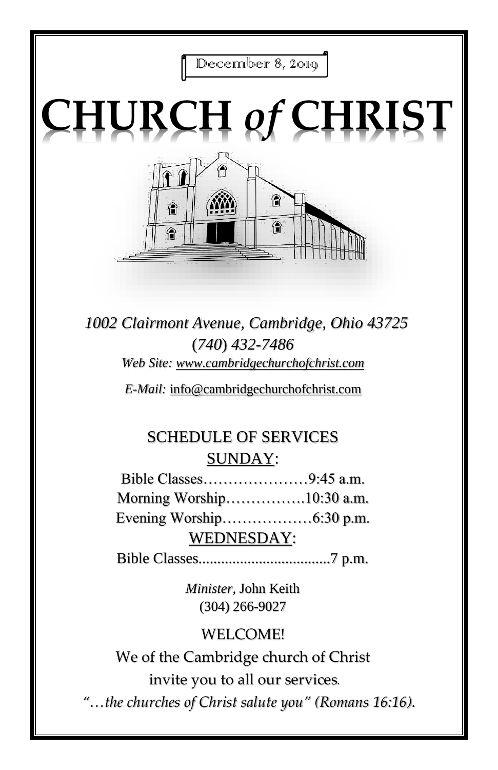December 8, 2019

# CHURCH *of* CHRIST

*1002 Clairmont Avenue, Cambridge, Ohio 43725*

*(740) 432-7486*

*Web Site: www.cambridgechurchofchrist.com*

*E-Mail:* info@cambridgechurchofchrist.com

## SCHEDULE OF SERVICES

### SUNDAY:

Bible Classes…………………9:45 a.m.

Morning Worship…………….10:30 a.m.

Evening Worship………………6:30 p.m.

### WEDNESDAY:

Bible Classes...................................7 p.m.

*Minister,* John Keith

(304) 266-9027

WELCOME!

We of the Cambridge church of Christ invite you to all our services.

*"…the churches of Christ salute you" (Romans 16:16).*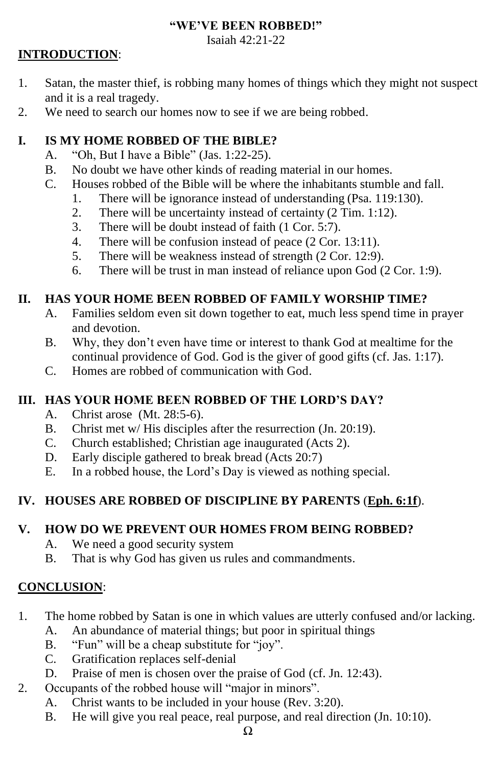**"WE'VE BEEN ROBBED!"**

Isaiah 42:21-22

**INTRODUCTION**:

1. Satan, the master thief, is robbing many homes of things which they might not suspect and it is a real tragedy.
2. We need to search our homes now to see if we are being robbed.

## I. IS MY HOME ROBBED OF THE BIBLE?

A. "Oh, But I have a Bible" (Jas. 1:22-25).

B. No doubt we have other kinds of reading material in our homes.

C. Houses robbed of the Bible will be where the inhabitants stumble and fall.

1. There will be ignorance instead of understanding (Psa. 119:130).
2. There will be uncertainty instead of certainty (2 Tim. 1:12).
3. There will be doubt instead of faith (1 Cor. 5:7).
4. There will be confusion instead of peace (2 Cor. 13:11).
5. There will be weakness instead of strength (2 Cor. 12:9).
6. There will be trust in man instead of reliance upon God (2 Cor. 1:9).

## II. HAS YOUR HOME BEEN ROBBED OF FAMILY WORSHIP TIME?

A. Families seldom even sit down together to eat, much less spend time in prayer and devotion.

B. Why, they don't even have time or interest to thank God at mealtime for the continual providence of God. God is the giver of good gifts (cf. Jas. 1:17).

C. Homes are robbed of communication with God.

## III. HAS YOUR HOME BEEN ROBBED OF THE LORD'S DAY?

A. Christ arose (Mt. 28:5-6).

B. Christ met w/ His disciples after the resurrection (Jn. 20:19).

C. Church established; Christian age inaugurated (Acts 2).

D. Early disciple gathered to break bread (Acts 20:7)

E. In a robbed house, the Lord's Day is viewed as nothing special.

## IV. HOUSES ARE ROBBED OF DISCIPLINE BY PARENTS (<u>**Eph. 6:1f**</u>).

## V. HOW DO WE PREVENT OUR HOMES FROM BEING ROBBED?

A. We need a good security system

B. That is why God has given us rules and commandments.

**CONCLUSION**:

1. The home robbed by Satan is one in which values are utterly confused and/or lacking.
   - A. An abundance of material things; but poor in spiritual things
   - B. "Fun" will be a cheap substitute for "joy".
   - C. Gratification replaces self-denial
   - D. Praise of men is chosen over the praise of God (cf. Jn. 12:43).
2. Occupants of the robbed house will "major in minors".
   - A. Christ wants to be included in your house (Rev. 3:20).
   - B. He will give you real peace, real purpose, and real direction (Jn. 10:10).

Ω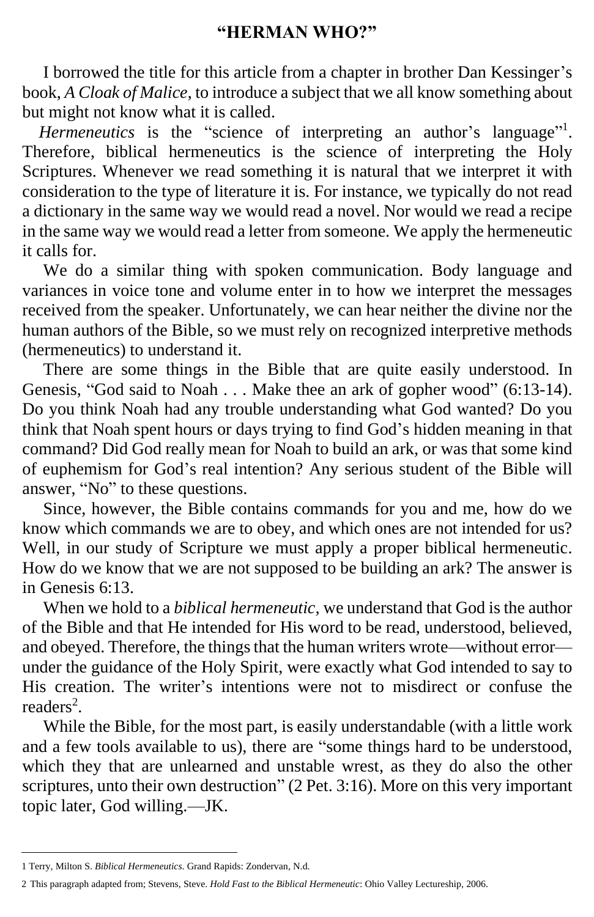## "HERMAN WHO?"

I borrowed the title for this article from a chapter in brother Dan Kessinger's book, *A Cloak of Malice*, to introduce a subject that we all know something about but might not know what it is called.

*Hermeneutics* is the "science of interpreting an author's language"[1]. Therefore, biblical hermeneutics is the science of interpreting the Holy Scriptures. Whenever we read something it is natural that we interpret it with consideration to the type of literature it is. For instance, we typically do not read a dictionary in the same way we would read a novel. Nor would we read a recipe in the same way we would read a letter from someone. We apply the hermeneutic it calls for.

We do a similar thing with spoken communication. Body language and variances in voice tone and volume enter in to how we interpret the messages received from the speaker. Unfortunately, we can hear neither the divine nor the human authors of the Bible, so we must rely on recognized interpretive methods (hermeneutics) to understand it.

There are some things in the Bible that are quite easily understood. In Genesis, "God said to Noah . . . Make thee an ark of gopher wood" (6:13-14). Do you think Noah had any trouble understanding what God wanted? Do you think that Noah spent hours or days trying to find God's hidden meaning in that command? Did God really mean for Noah to build an ark, or was that some kind of euphemism for God's real intention? Any serious student of the Bible will answer, "No" to these questions.

Since, however, the Bible contains commands for you and me, how do we know which commands we are to obey, and which ones are not intended for us? Well, in our study of Scripture we must apply a proper biblical hermeneutic. How do we know that we are not supposed to be building an ark? The answer is in Genesis 6:13.

When we hold to a *biblical hermeneutic*, we understand that God is the author of the Bible and that He intended for His word to be read, understood, believed, and obeyed. Therefore, the things that the human writers wrote—without error—under the guidance of the Holy Spirit, were exactly what God intended to say to His creation. The writer's intentions were not to misdirect or confuse the readers[2].

While the Bible, for the most part, is easily understandable (with a little work and a few tools available to us), there are "some things hard to be understood, which they that are unlearned and unstable wrest, as they do also the other scriptures, unto their own destruction" (2 Pet. 3:16). More on this very important topic later, God willing.—JK.

---

1 Terry, Milton S. *Biblical Hermeneutics*. Grand Rapids: Zondervan, N.d.

2 This paragraph adapted from; Stevens, Steve. *Hold Fast to the Biblical Hermeneutic*: Ohio Valley Lectureship, 2006.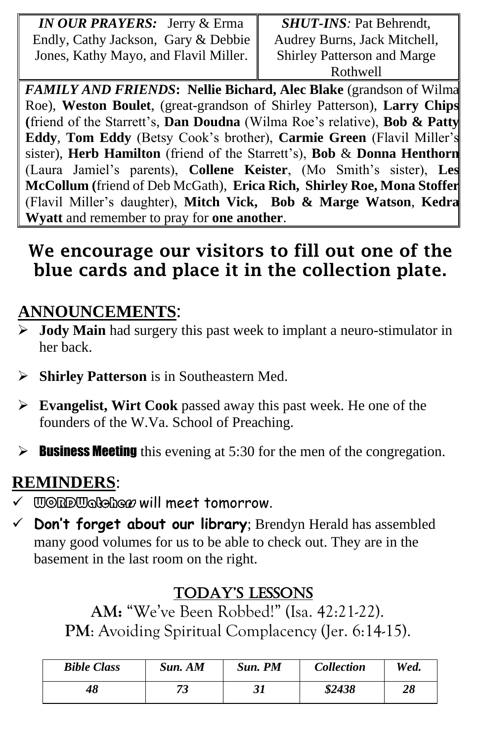***IN OUR PRAYERS:*** Jerry & Erma Endly, Cathy Jackson, Gary & Debbie Jones, Kathy Mayo, and Flavil Miller.

***SHUT-INS:*** Pat Behrendt, Audrey Burns, Jack Mitchell, Shirley Patterson and Marge Rothwell

***FAMILY AND FRIENDS*****: Nellie Bichard, Alec Blake** (grandson of Wilma Roe), **Weston Boulet**, (great-grandson of Shirley Patterson), **Larry Chips (**friend of the Starrett's, **Dan Doudna** (Wilma Roe's relative), **Bob & Patty Eddy**, **Tom Eddy** (Betsy Cook's brother), **Carmie Green** (Flavil Miller's sister), **Herb Hamilton** (friend of the Starrett's), **Bob** & **Donna Henthorn** (Laura Jamiel's parents), **Collene Keister**, (Mo Smith's sister), **Les McCollum (**friend of Deb McGath), **Erica Rich, Shirley Roe, Mona Stoffer** (Flavil Miller's daughter), **Mitch Vick, Bob & Marge Watson**, **Kedra Wyatt** and remember to pray for **one another**.

## We encourage our visitors to fill out one of the blue cards and place it in the collection plate.

## ANNOUNCEMENTS:

- **Jody Main** had surgery this past week to implant a neuro-stimulator in her back.
- **Shirley Patterson** is in Southeastern Med.
- **Evangelist, Wirt Cook** passed away this past week. He one of the founders of the W.Va. School of Preaching.
- **Business Meeting** this evening at 5:30 for the men of the congregation.

## REMINDERS:

- ✓ WORDWatchers will meet tomorrow.
- ✓ **Don't forget about our library**; Brendyn Herald has assembled many good volumes for us to be able to check out. They are in the basement in the last room on the right.

## TODAY'S LESSONS

**AM:** "We've Been Robbed!" (Isa. 42:21-22).

**PM**: Avoiding Spiritual Complacency (Jer. 6:14-15).

| *Bible Class* | *Sun. AM* | *Sun. PM* | *Collection* | *Wed.* |
|---|---|---|---|---|
| *48* | *73* | *31* | *$2438* | *28* |